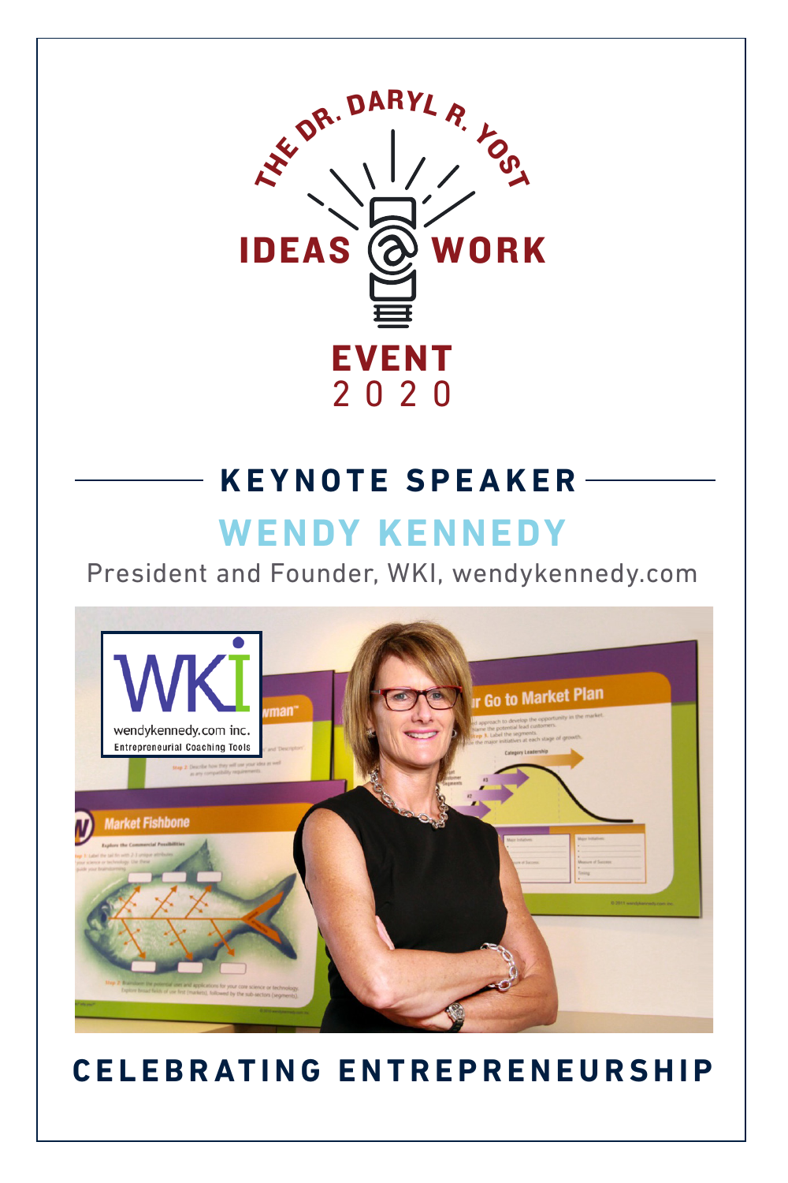# THE DR. DARYL R. YOST IDEAS @ WORK EVENT 2020

## KEYNOTE SPEAKER

## WENDY KENNEDY

President and Founder, WKI, wendykennedy.com

## CELEBRATING ENTREPRENEURSHIP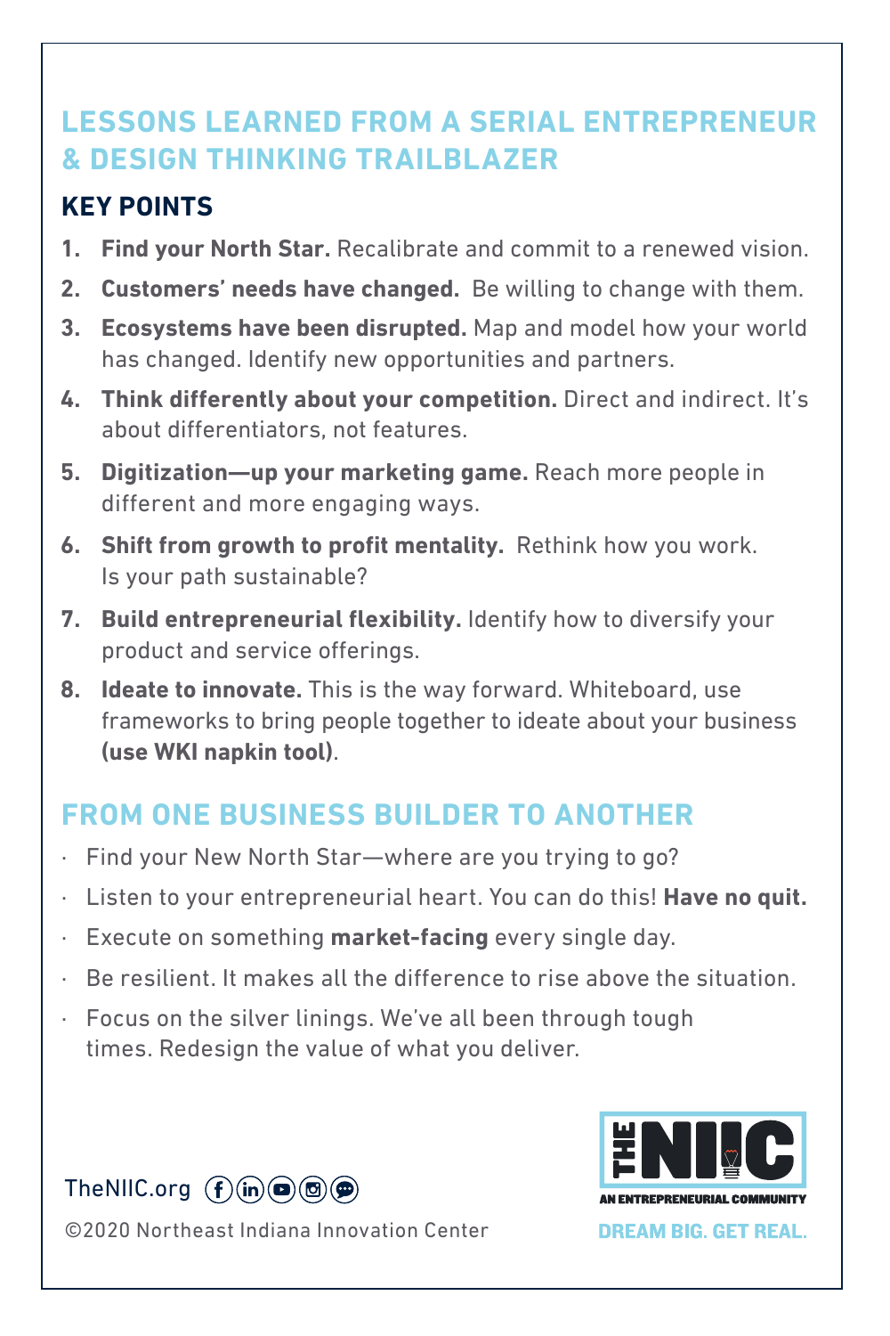## LESSONS LEARNED FROM A SERIAL ENTREPRENEUR & DESIGN THINKING TRAILBLAZER

### KEY POINTS

1. **Find your North Star.** Recalibrate and commit to a renewed vision.
2. **Customers' needs have changed.** Be willing to change with them.
3. **Ecosystems have been disrupted.** Map and model how your world has changed. Identify new opportunities and partners.
4. **Think differently about your competition.** Direct and indirect. It's about differentiators, not features.
5. **Digitization—up your marketing game.** Reach more people in different and more engaging ways.
6. **Shift from growth to profit mentality.** Rethink how you work. Is your path sustainable?
7. **Build entrepreneurial flexibility.** Identify how to diversify your product and service offerings.
8. **Ideate to innovate.** This is the way forward. Whiteboard, use frameworks to bring people together to ideate about your business **(use WKI napkin tool)**.

## FROM ONE BUSINESS BUILDER TO ANOTHER

- Find your New North Star—where are you trying to go?
- Listen to your entrepreneurial heart. You can do this! **Have no quit.**
- Execute on something **market-facing** every single day.
- Be resilient. It makes all the difference to rise above the situation.
- Focus on the silver linings. We've all been through tough times. Redesign the value of what you deliver.

TheNIIC.org

©2020 Northeast Indiana Innovation Center

THE NIIC
AN ENTREPRENEURIAL COMMUNITY
DREAM BIG. GET REAL.